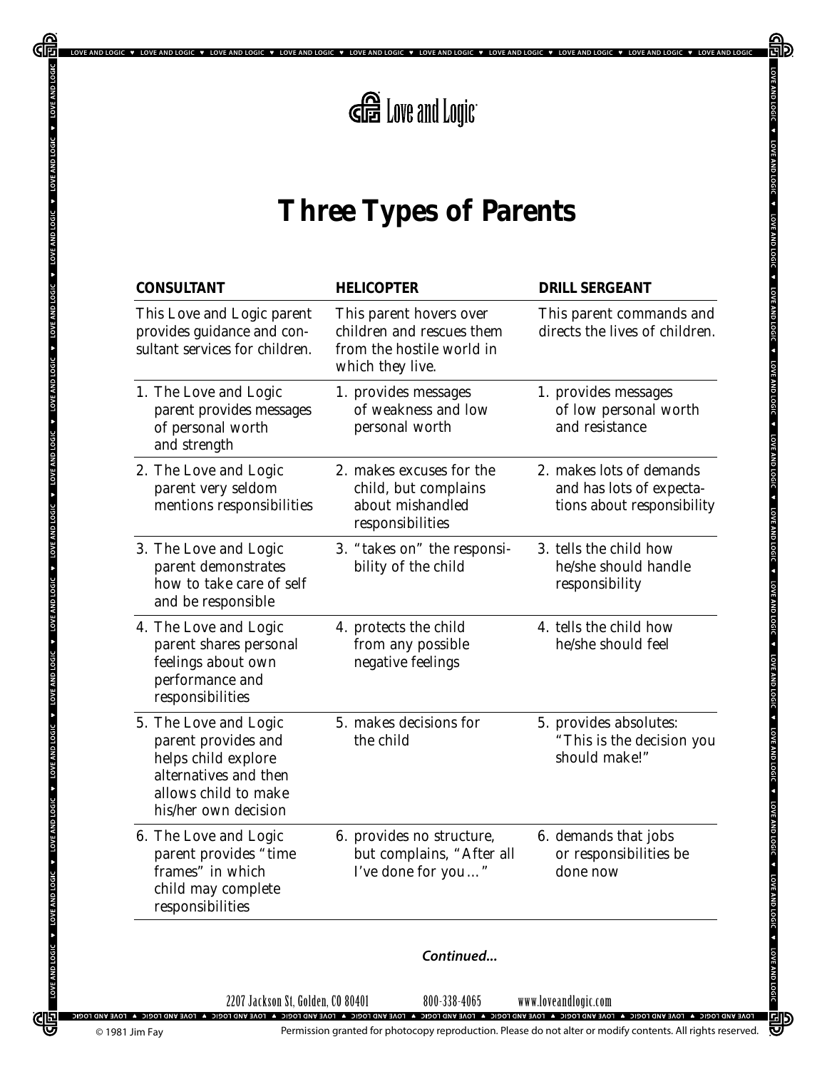# Three Types of Parents

| CONSULTANT | HELICOPTER | DRILL SERGEANT |
| --- | --- | --- |
| This Love and Logic parent provides guidance and consultant services for children. | This parent hovers over children and rescues them from the hostile world in which they live. | This parent commands and directs the lives of children. |
| 1. The Love and Logic parent provides messages of personal worth and strength | 1. provides messages of weakness and low personal worth | 1. provides messages of low personal worth and resistance |
| 2. The Love and Logic parent very seldom mentions responsibilities | 2. makes excuses for the child, but complains about mishandled responsibilities | 2. makes lots of demands and has lots of expectations about responsibility |
| 3. The Love and Logic parent demonstrates how to take care of self and be responsible | 3. "takes on" the responsibility of the child | 3. tells the child how he/she should handle responsibility |
| 4. The Love and Logic parent shares personal feelings about own performance and responsibilities | 4. protects the child from any possible negative feelings | 4. tells the child how he/she should feel |
| 5. The Love and Logic parent provides and helps child explore alternatives and then allows child to make his/her own decision | 5. makes decisions for the child | 5. provides absolutes: "This is the decision you should make!" |
| 6. The Love and Logic parent provides "time frames" in which child may complete responsibilities | 6. provides no structure, but complains, "After all I've done for you…" | 6. demands that jobs or responsibilities be done now |

*Continued…*

2207 Jackson St, Golden, CO 80401 800-338-4065 www.loveandlogic.com

© 1981 Jim Fay Permission granted for photocopy reproduction. Please do not alter or modify contents. All rights reserved.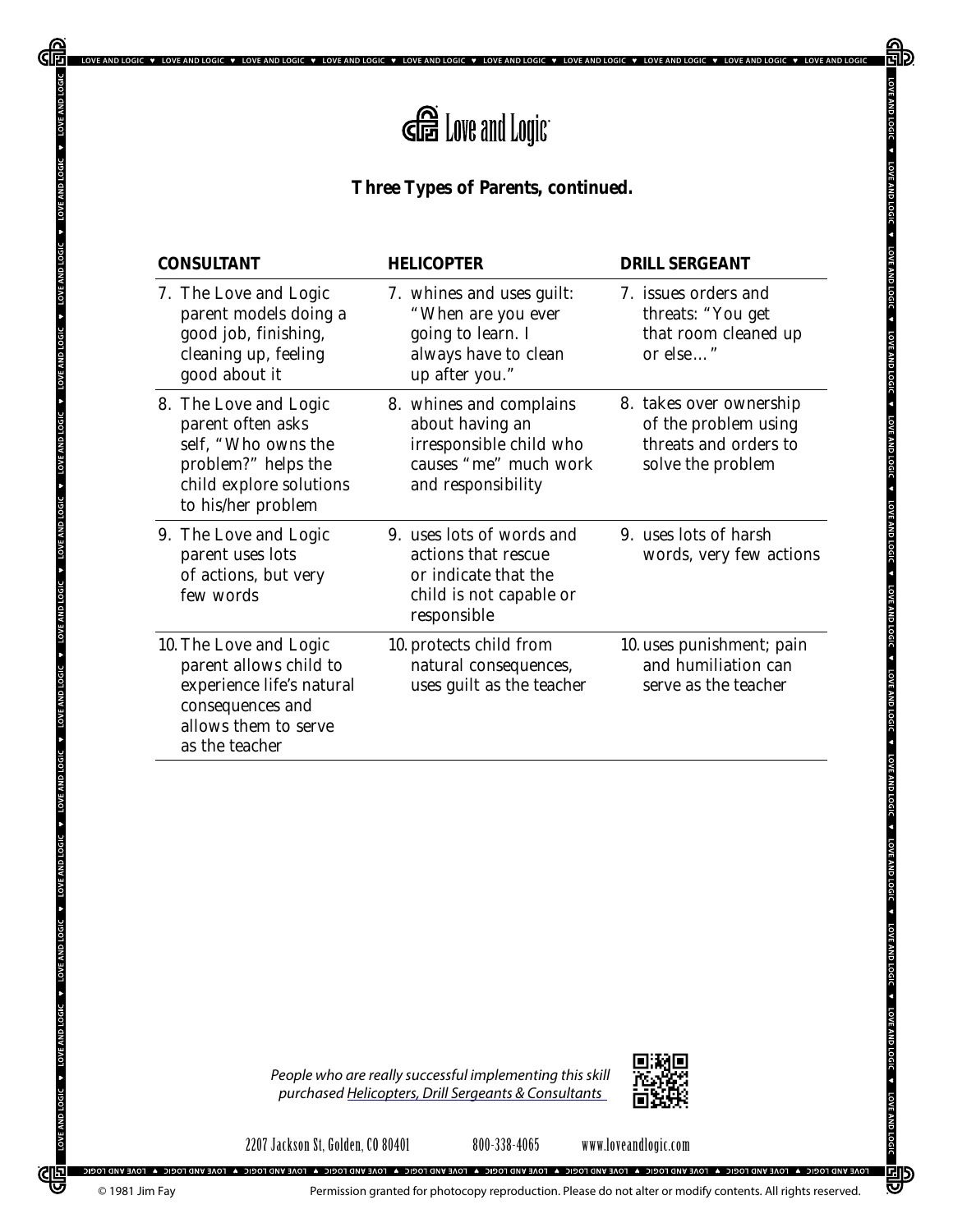# Love and Logic

**Three Types of Parents, continued.**

| CONSULTANT | HELICOPTER | DRILL SERGEANT |
|---|---|---|
| 7. The Love and Logic parent models doing a good job, finishing, cleaning up, feeling good about it | 7. whines and uses guilt: "When are you ever going to learn. I always have to clean up after you." | 7. issues orders and threats: "You get that room cleaned up or else…" |
| 8. The Love and Logic parent often asks self, "Who owns the problem?" helps the child explore solutions to his/her problem | 8. whines and complains about having an irresponsible child who causes "me" much work and responsibility | 8. takes over ownership of the problem using threats and orders to solve the problem |
| 9. The Love and Logic parent uses lots of actions, but very few words | 9. uses lots of words and actions that rescue or indicate that the child is not capable or responsible | 9. uses lots of harsh words, very few actions |
| 10. The Love and Logic parent allows child to experience life's natural consequences and allows them to serve as the teacher | 10. protects child from natural consequences, uses guilt as the teacher | 10. uses punishment; pain and humiliation can serve as the teacher |

*People who are really successful implementing this skill purchased Helicopters, Drill Sergeants & Consultants*

2207 Jackson St, Golden, CO 80401    800-338-4065    www.loveandlogic.com

© 1981 Jim Fay    Permission granted for photocopy reproduction. Please do not alter or modify contents. All rights reserved.